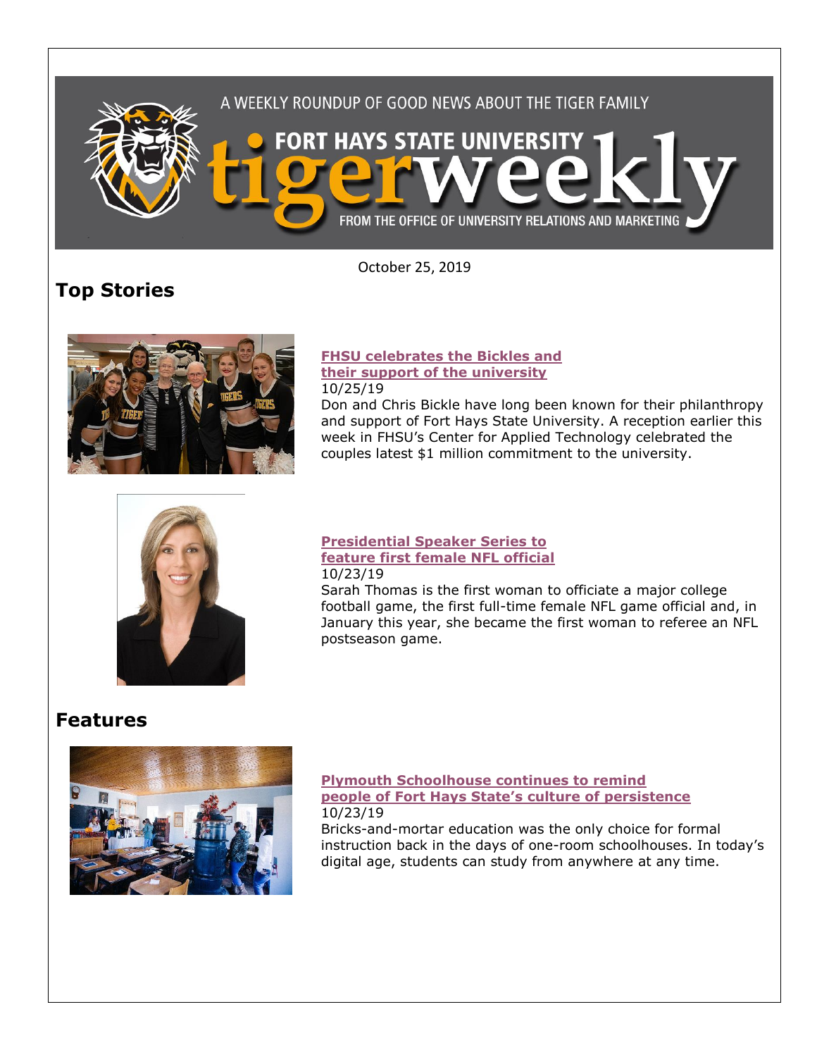A WEEKLY ROUNDUP OF GOOD NEWS ABOUT THE TIGER FAMILY

FORT HAYS STATE UNIVERSITY

# tigerweekly

FROM THE OFFICE OF UNIVERSITY RELATIONS AND MARKETING

October 25, 2019

## Top Stories

**FHSU celebrates the Bickles and their support of the university**
10/25/19
Don and Chris Bickle have long been known for their philanthropy and support of Fort Hays State University. A reception earlier this week in FHSU's Center for Applied Technology celebrated the couples latest $1 million commitment to the university.

**Presidential Speaker Series to feature first female NFL official**
10/23/19
Sarah Thomas is the first woman to officiate a major college football game, the first full-time female NFL game official and, in January this year, she became the first woman to referee an NFL postseason game.

## Features

**Plymouth Schoolhouse continues to remind people of Fort Hays State's culture of persistence**
10/23/19
Bricks-and-mortar education was the only choice for formal instruction back in the days of one-room schoolhouses. In today's digital age, students can study from anywhere at any time.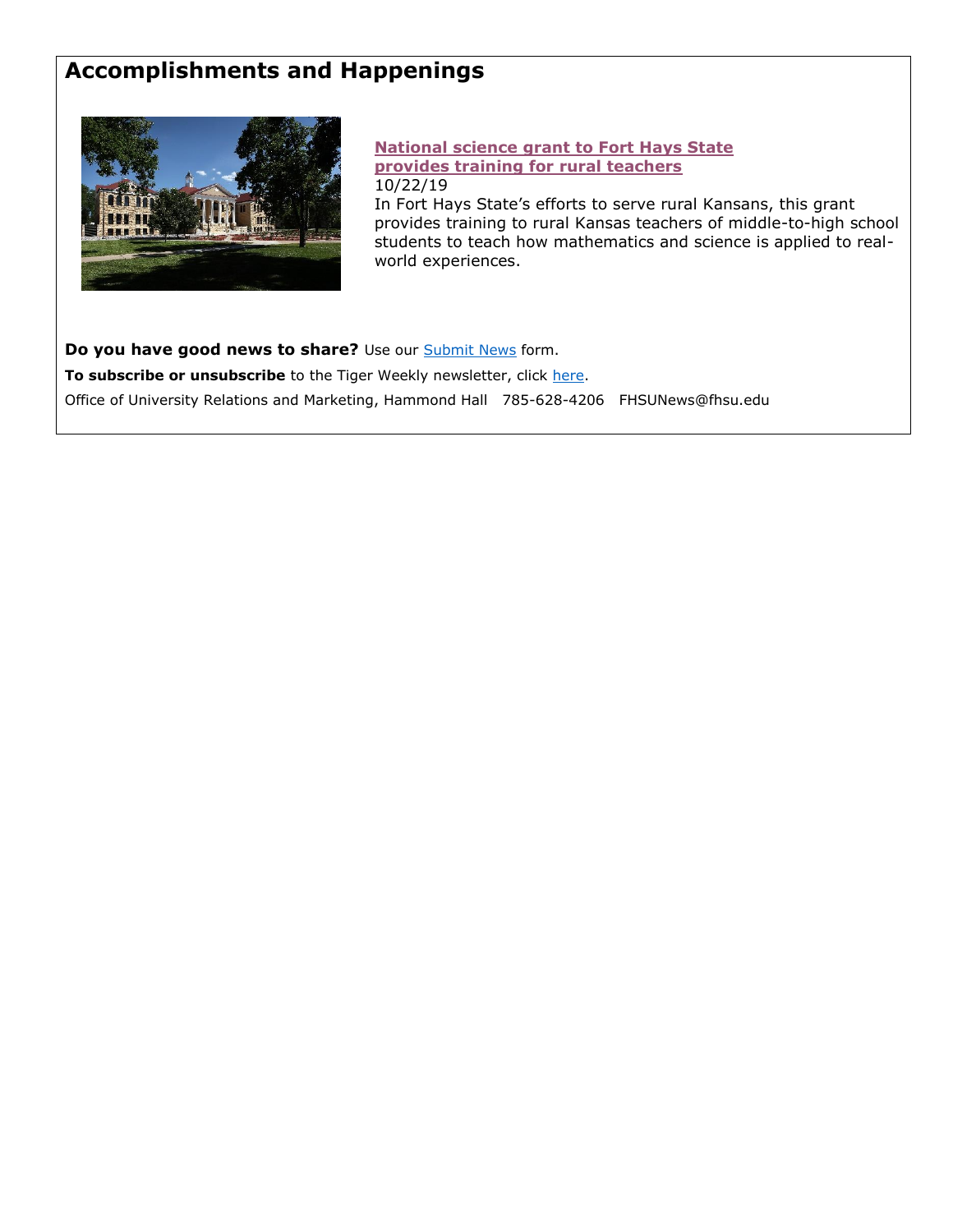# Accomplishments and Happenings

**National science grant to Fort Hays State provides training for rural teachers**

10/22/19

In Fort Hays State's efforts to serve rural Kansans, this grant provides training to rural Kansas teachers of middle-to-high school students to teach how mathematics and science is applied to real-world experiences.

**Do you have good news to share?** Use our Submit News form.

**To subscribe or unsubscribe** to the Tiger Weekly newsletter, click here.

Office of University Relations and Marketing, Hammond Hall 785-628-4206 FHSUNews@fhsu.edu